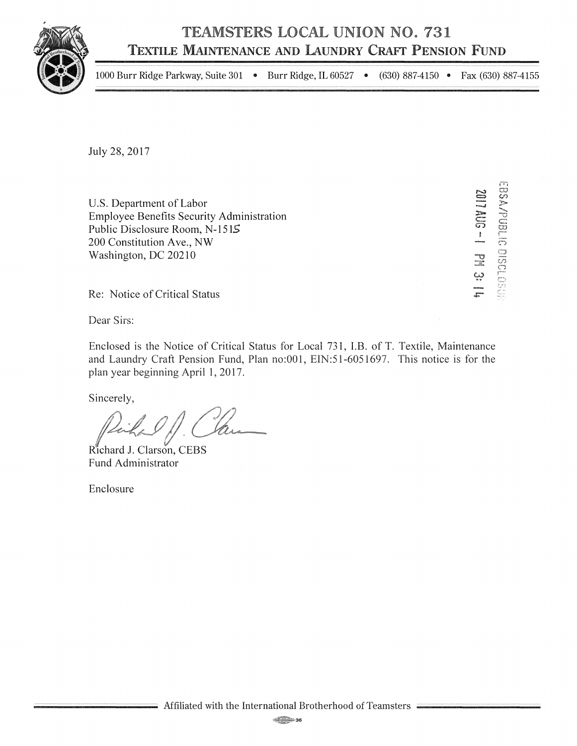# TEAMSTERS LOCAL UNION NO. 731

## TEXTILE MAINTENANCE AND LAUNDRY CRAFT PENSION FUND

1000 Burr Ridge Parkway, Suite 301 • Burr Ridge, IL 60527 • (630) 887-4150 • Fax (630) 887-4155

July 28, 2017

U.S. Department of Labor
Employee Benefits Security Administration
Public Disclosure Room, N-1515
200 Constitution Ave., NW
Washington, DC 20210

EBSA/PUBLIC DISCLOSURE
2017 AUG -1 PM 3:14

Re: Notice of Critical Status

Dear Sirs:

Enclosed is the Notice of Critical Status for Local 731, I.B. of T. Textile, Maintenance and Laundry Craft Pension Fund, Plan no:001, EIN:51-6051697. This notice is for the plan year beginning April 1, 2017.

Sincerely,

Richard J. Clarson, CEBS
Fund Administrator

Enclosure

Affiliated with the International Brotherhood of Teamsters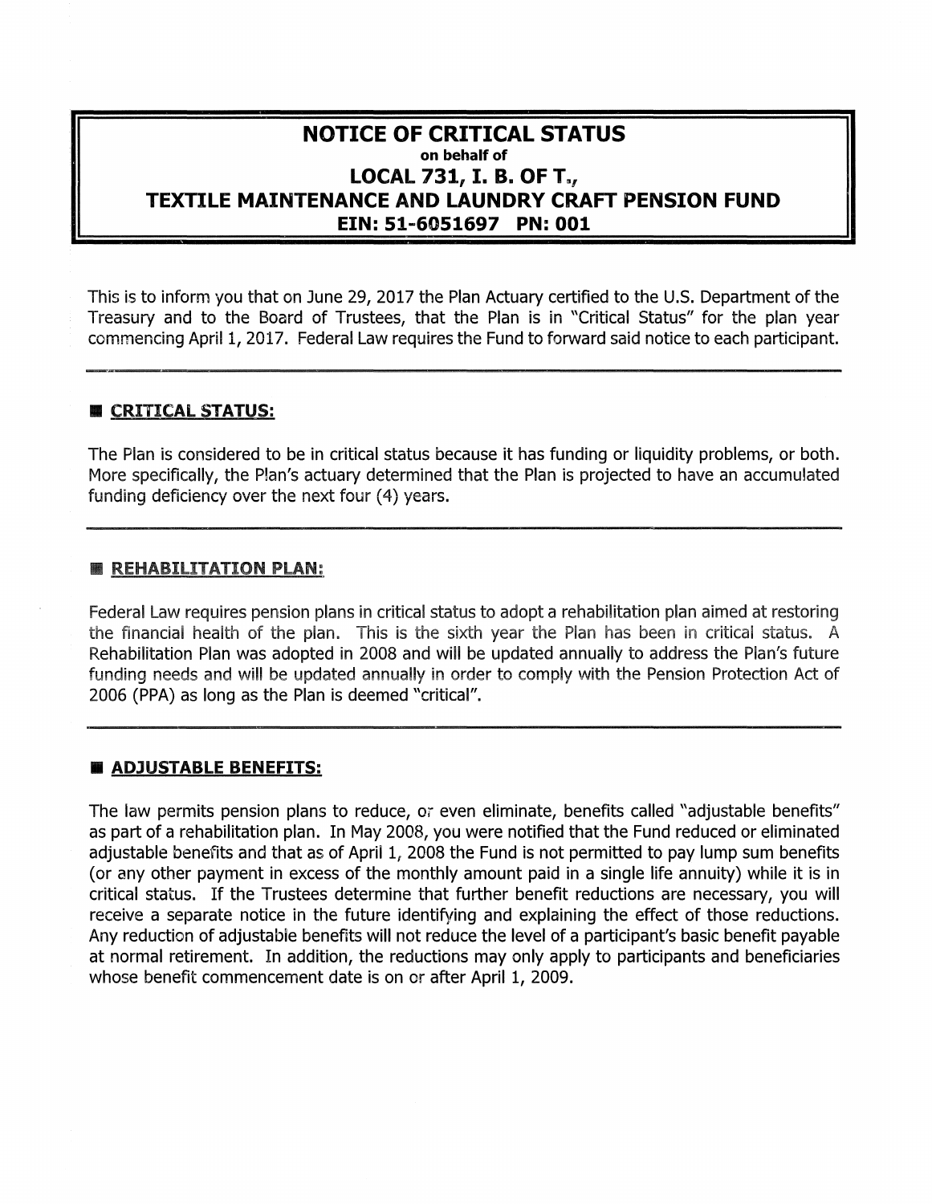# NOTICE OF CRITICAL STATUS

**on behalf of**

## LOCAL 731, I. B. OF T.,
## TEXTILE MAINTENANCE AND LAUNDRY CRAFT PENSION FUND
## EIN: 51-6051697 PN: 001

This is to inform you that on June 29, 2017 the Plan Actuary certified to the U.S. Department of the Treasury and to the Board of Trustees, that the Plan is in "Critical Status" for the plan year commencing April 1, 2017. Federal Law requires the Fund to forward said notice to each participant.

---

### CRITICAL STATUS:

The Plan is considered to be in critical status because it has funding or liquidity problems, or both. More specifically, the Plan's actuary determined that the Plan is projected to have an accumulated funding deficiency over the next four (4) years.

---

### REHABILITATION PLAN:

Federal Law requires pension plans in critical status to adopt a rehabilitation plan aimed at restoring the financial health of the plan. This is the sixth year the Plan has been in critical status. A Rehabilitation Plan was adopted in 2008 and will be updated annually to address the Plan's future funding needs and will be updated annually in order to comply with the Pension Protection Act of 2006 (PPA) as long as the Plan is deemed "critical".

---

### ADJUSTABLE BENEFITS:

The law permits pension plans to reduce, or even eliminate, benefits called "adjustable benefits" as part of a rehabilitation plan. In May 2008, you were notified that the Fund reduced or eliminated adjustable benefits and that as of April 1, 2008 the Fund is not permitted to pay lump sum benefits (or any other payment in excess of the monthly amount paid in a single life annuity) while it is in critical status. If the Trustees determine that further benefit reductions are necessary, you will receive a separate notice in the future identifying and explaining the effect of those reductions. Any reduction of adjustable benefits will not reduce the level of a participant's basic benefit payable at normal retirement. In addition, the reductions may only apply to participants and beneficiaries whose benefit commencement date is on or after April 1, 2009.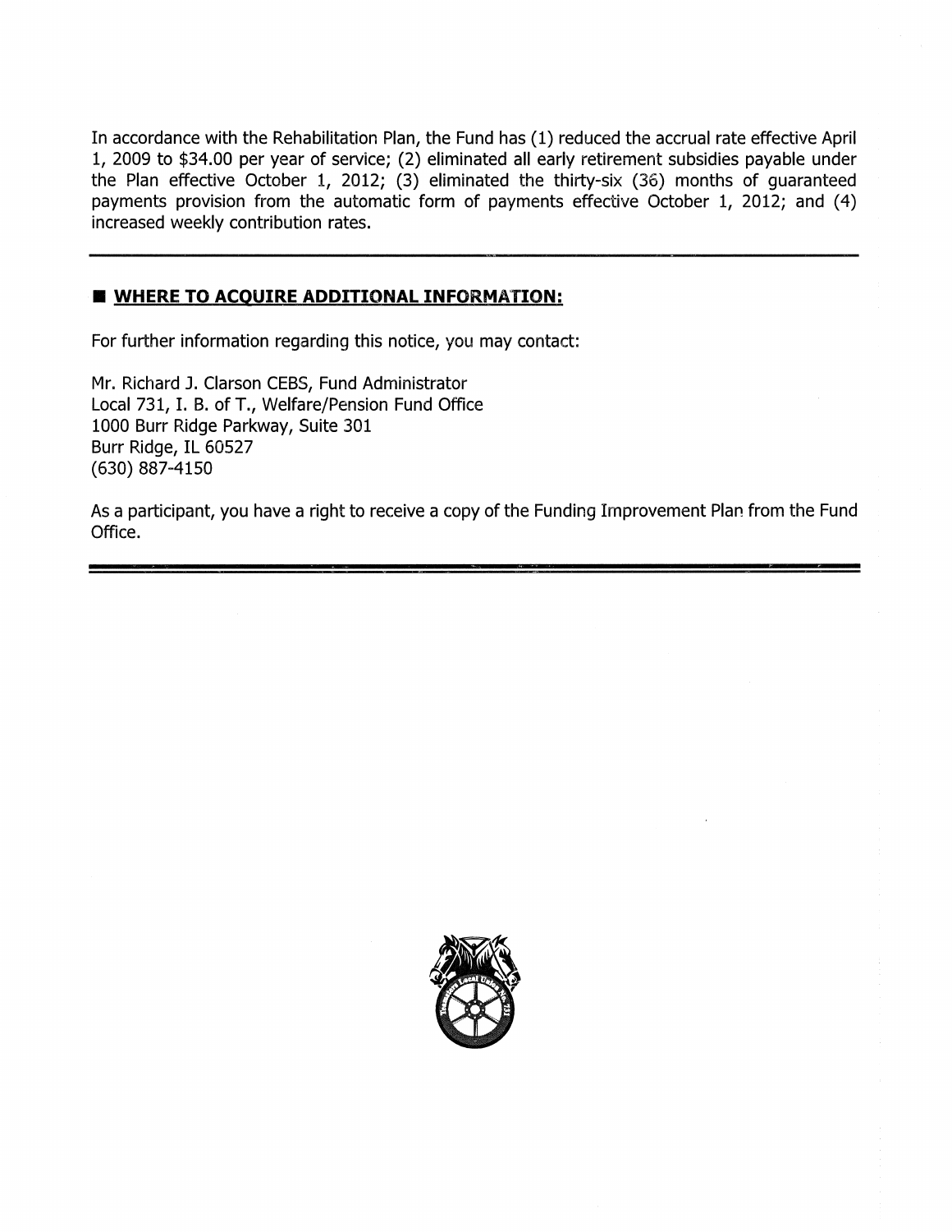In accordance with the Rehabilitation Plan, the Fund has (1) reduced the accrual rate effective April 1, 2009 to $34.00 per year of service; (2) eliminated all early retirement subsidies payable under the Plan effective October 1, 2012; (3) eliminated the thirty-six (36) months of guaranteed payments provision from the automatic form of payments effective October 1, 2012; and (4) increased weekly contribution rates.

---

## ■ WHERE TO ACQUIRE ADDITIONAL INFORMATION:

For further information regarding this notice, you may contact:

Mr. Richard J. Clarson CEBS, Fund Administrator
Local 731, I. B. of T., Welfare/Pension Fund Office
1000 Burr Ridge Parkway, Suite 301
Burr Ridge, IL 60527
(630) 887-4150

As a participant, you have a right to receive a copy of the Funding Improvement Plan from the Fund Office.

---